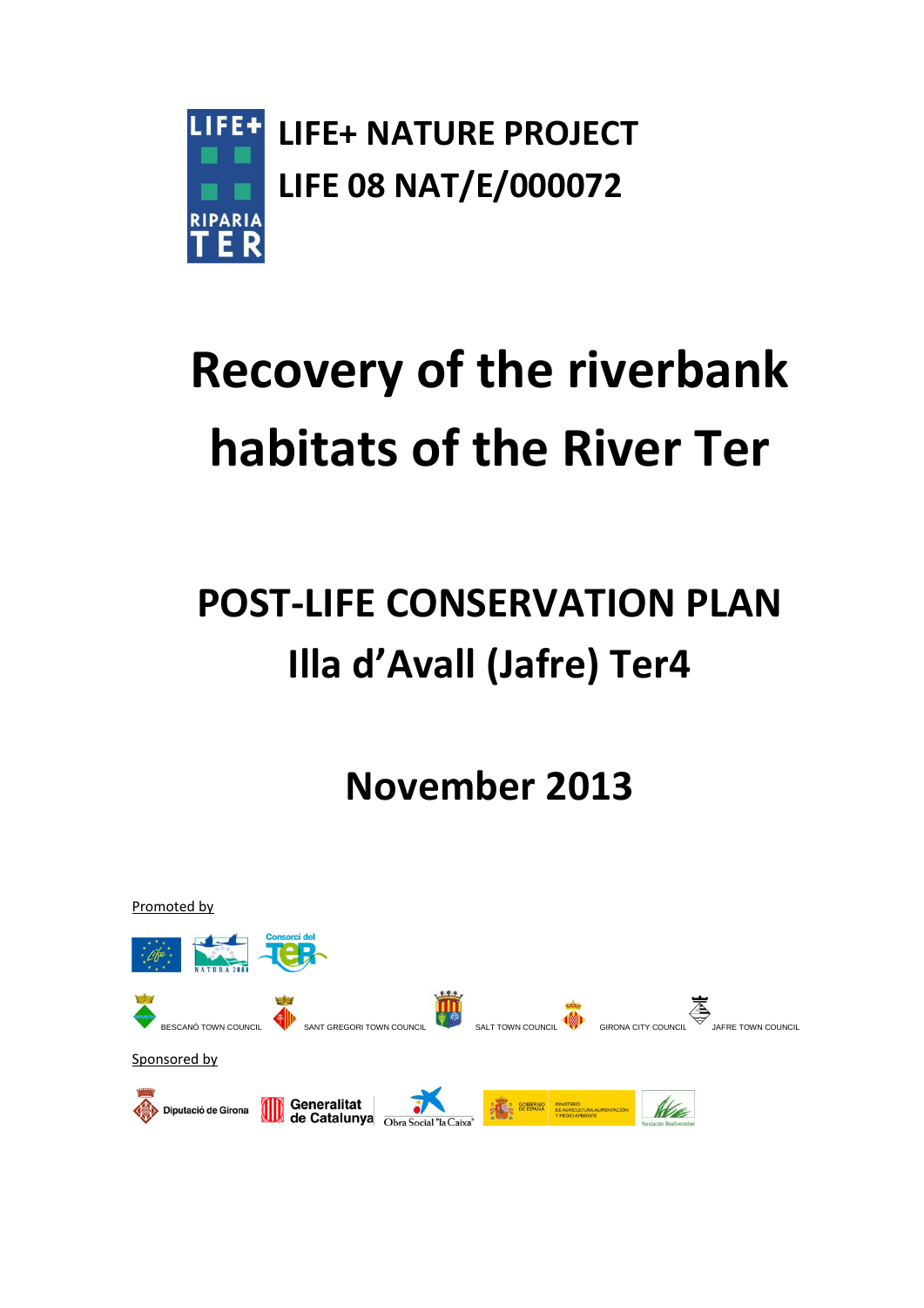LIFE+ NATURE PROJECT
LIFE 08 NAT/E/000072

# Recovery of the riverbank habitats of the River Ter

## POST-LIFE CONSERVATION PLAN
## Illa d'Avall (Jafre) Ter4

## November 2013

Promoted by

BESCANÓ TOWN COUNCIL SANT GREGORI TOWN COUNCIL SALT TOWN COUNCIL GIRONA CITY COUNCIL JAFRE TOWN COUNCIL

Sponsored by

Diputació de Girona Generalitat de Catalunya Obra Social "la Caixa"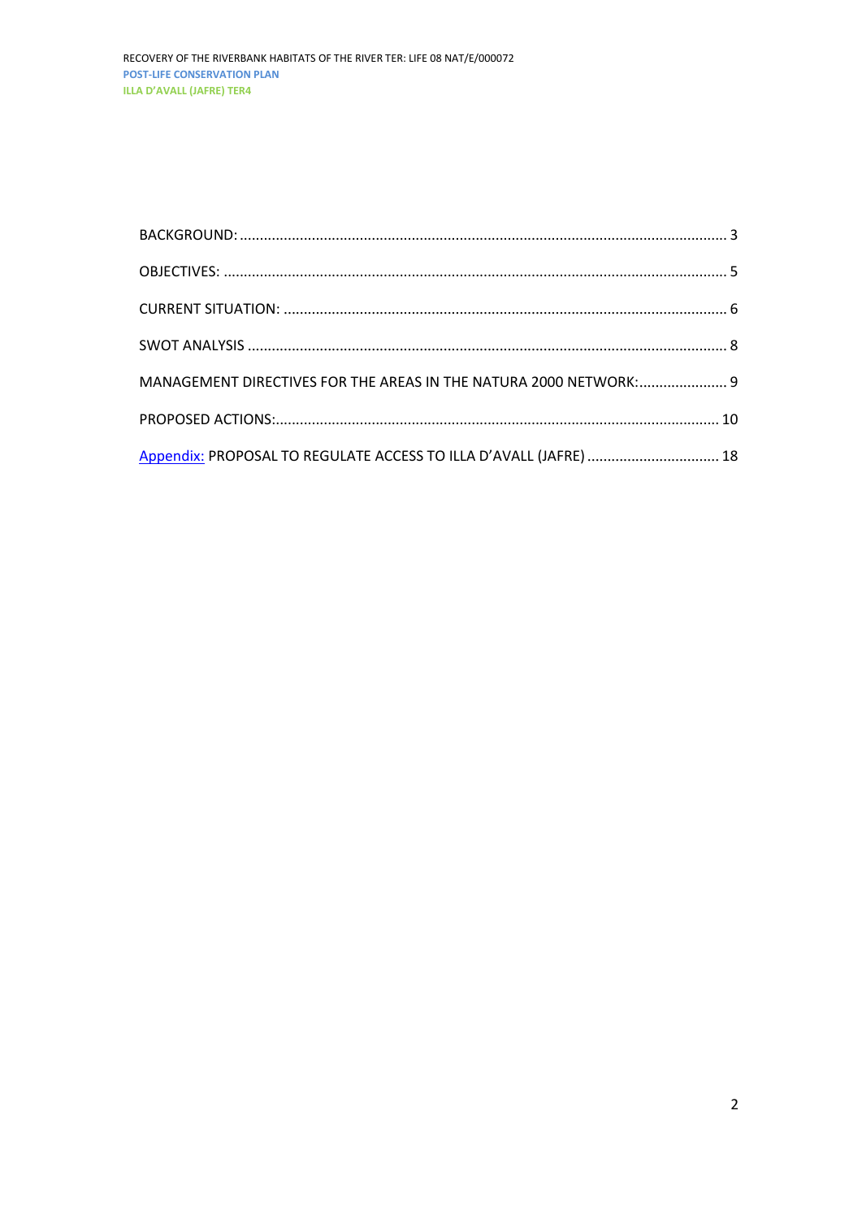BACKGROUND: ........................................................................................................................ 3

OBJECTIVES: ........................................................................................................................... 5

CURRENT SITUATION: ............................................................................................................. 6

SWOT ANALYSIS ...................................................................................................................... 8

MANAGEMENT DIRECTIVES FOR THE AREAS IN THE NATURA 2000 NETWORK:...................... 9

PROPOSED ACTIONS:............................................................................................................. 10

Appendix: PROPOSAL TO REGULATE ACCESS TO ILLA D'AVALL (JAFRE) ................................ 18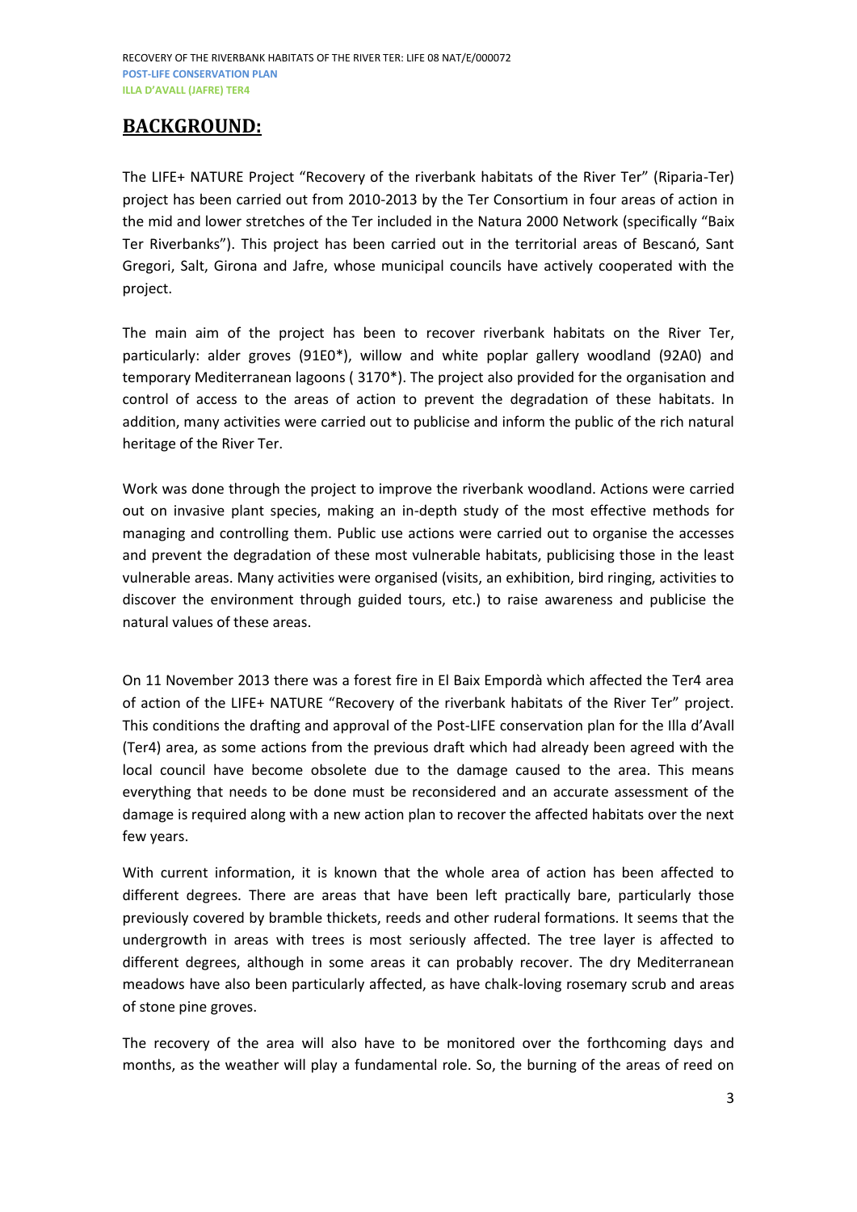## BACKGROUND:

The LIFE+ NATURE Project "Recovery of the riverbank habitats of the River Ter" (Riparia-Ter) project has been carried out from 2010-2013 by the Ter Consortium in four areas of action in the mid and lower stretches of the Ter included in the Natura 2000 Network (specifically "Baix Ter Riverbanks"). This project has been carried out in the territorial areas of Bescanó, Sant Gregori, Salt, Girona and Jafre, whose municipal councils have actively cooperated with the project.

The main aim of the project has been to recover riverbank habitats on the River Ter, particularly: alder groves (91E0*), willow and white poplar gallery woodland (92A0) and temporary Mediterranean lagoons ( 3170*). The project also provided for the organisation and control of access to the areas of action to prevent the degradation of these habitats. In addition, many activities were carried out to publicise and inform the public of the rich natural heritage of the River Ter.

Work was done through the project to improve the riverbank woodland. Actions were carried out on invasive plant species, making an in-depth study of the most effective methods for managing and controlling them. Public use actions were carried out to organise the accesses and prevent the degradation of these most vulnerable habitats, publicising those in the least vulnerable areas. Many activities were organised (visits, an exhibition, bird ringing, activities to discover the environment through guided tours, etc.) to raise awareness and publicise the natural values of these areas.

On 11 November 2013 there was a forest fire in El Baix Empordà which affected the Ter4 area of action of the LIFE+ NATURE "Recovery of the riverbank habitats of the River Ter" project. This conditions the drafting and approval of the Post-LIFE conservation plan for the Illa d'Avall (Ter4) area, as some actions from the previous draft which had already been agreed with the local council have become obsolete due to the damage caused to the area. This means everything that needs to be done must be reconsidered and an accurate assessment of the damage is required along with a new action plan to recover the affected habitats over the next few years.

With current information, it is known that the whole area of action has been affected to different degrees. There are areas that have been left practically bare, particularly those previously covered by bramble thickets, reeds and other ruderal formations. It seems that the undergrowth in areas with trees is most seriously affected. The tree layer is affected to different degrees, although in some areas it can probably recover. The dry Mediterranean meadows have also been particularly affected, as have chalk-loving rosemary scrub and areas of stone pine groves.

The recovery of the area will also have to be monitored over the forthcoming days and months, as the weather will play a fundamental role. So, the burning of the areas of reed on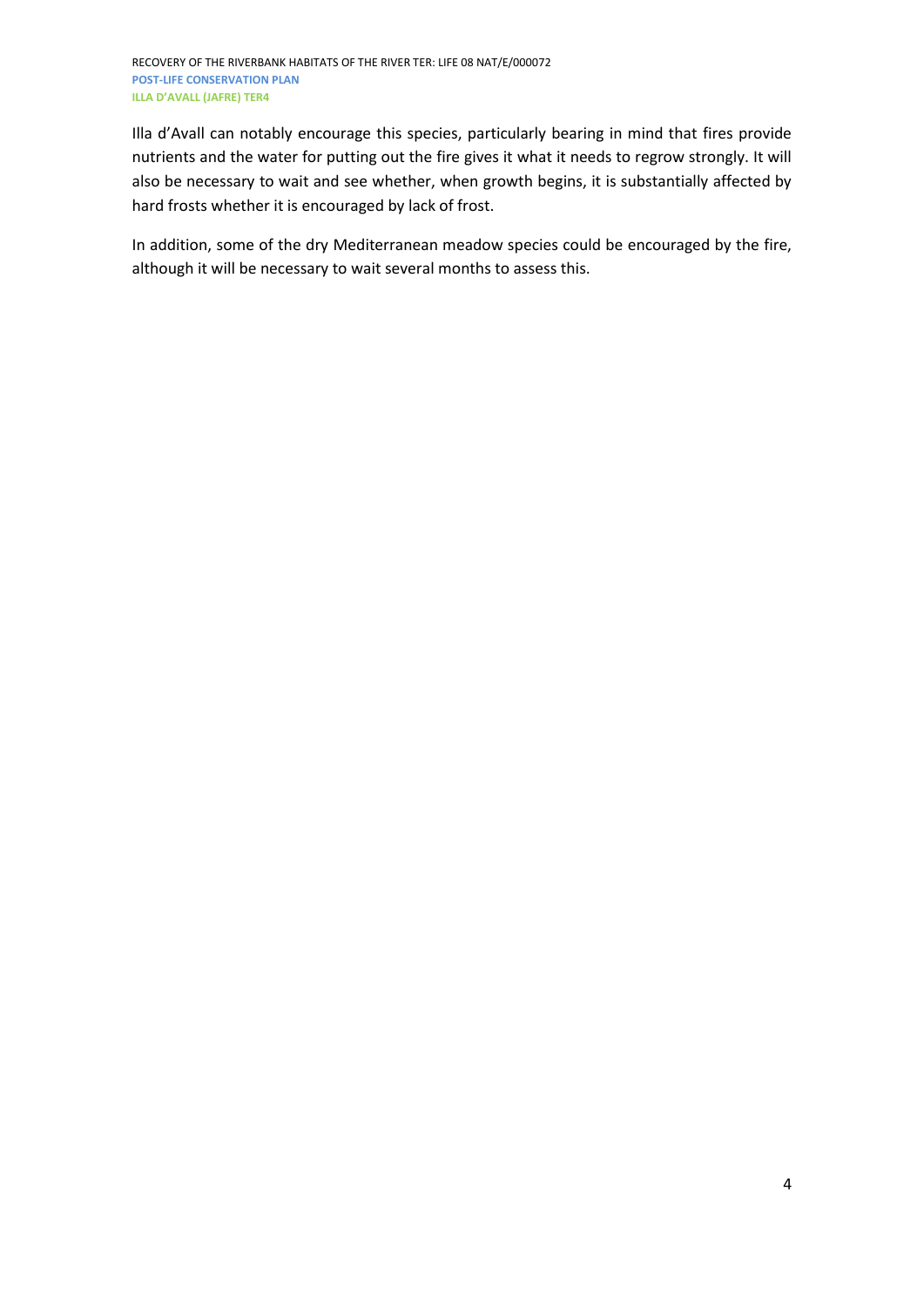Illa d'Avall can notably encourage this species, particularly bearing in mind that fires provide nutrients and the water for putting out the fire gives it what it needs to regrow strongly. It will also be necessary to wait and see whether, when growth begins, it is substantially affected by hard frosts whether it is encouraged by lack of frost.

In addition, some of the dry Mediterranean meadow species could be encouraged by the fire, although it will be necessary to wait several months to assess this.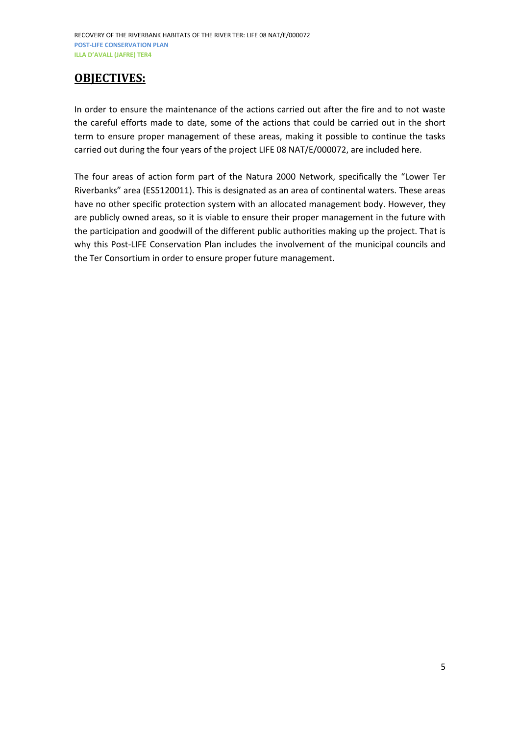## OBJECTIVES:

In order to ensure the maintenance of the actions carried out after the fire and to not waste the careful efforts made to date, some of the actions that could be carried out in the short term to ensure proper management of these areas, making it possible to continue the tasks carried out during the four years of the project LIFE 08 NAT/E/000072, are included here.

The four areas of action form part of the Natura 2000 Network, specifically the "Lower Ter Riverbanks" area (ES5120011). This is designated as an area of continental waters. These areas have no other specific protection system with an allocated management body. However, they are publicly owned areas, so it is viable to ensure their proper management in the future with the participation and goodwill of the different public authorities making up the project. That is why this Post-LIFE Conservation Plan includes the involvement of the municipal councils and the Ter Consortium in order to ensure proper future management.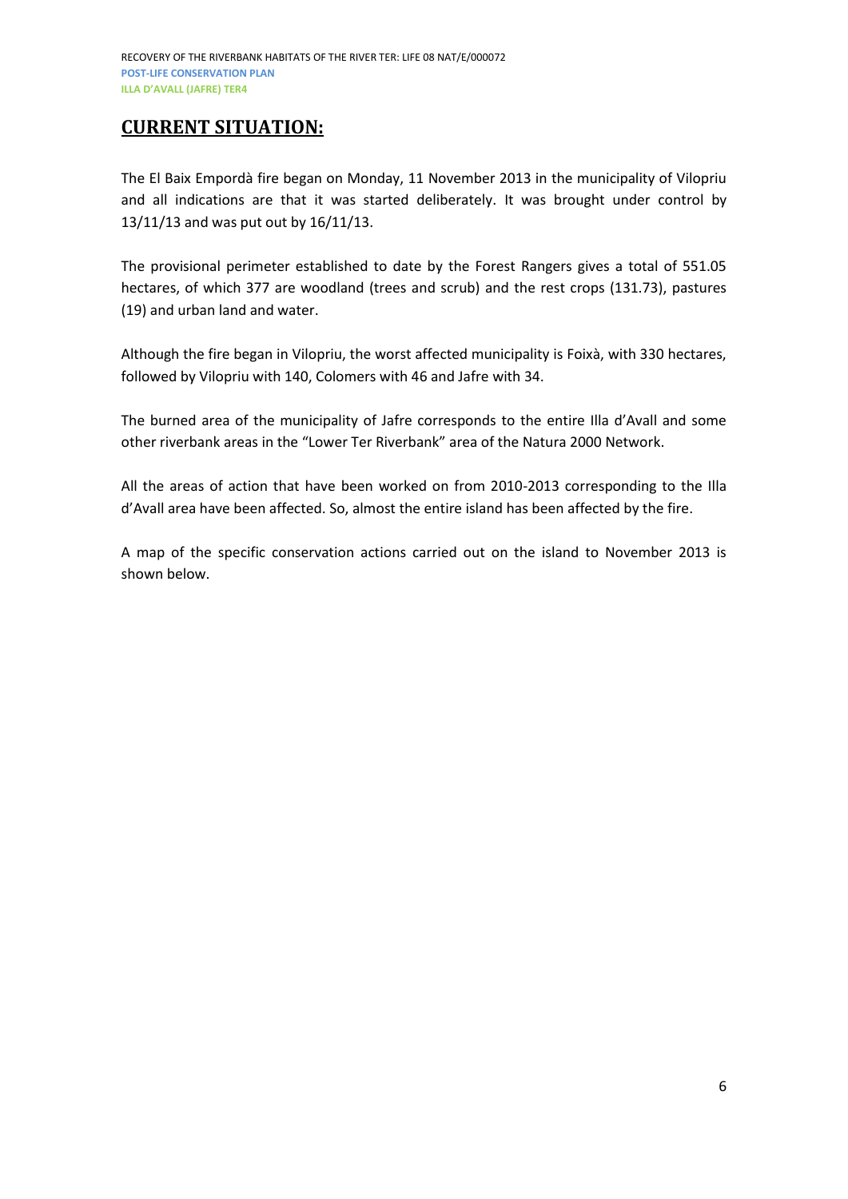## CURRENT SITUATION:

The El Baix Empordà fire began on Monday, 11 November 2013 in the municipality of Vilopriu and all indications are that it was started deliberately. It was brought under control by 13/11/13 and was put out by 16/11/13.

The provisional perimeter established to date by the Forest Rangers gives a total of 551.05 hectares, of which 377 are woodland (trees and scrub) and the rest crops (131.73), pastures (19) and urban land and water.

Although the fire began in Vilopriu, the worst affected municipality is Foixà, with 330 hectares, followed by Vilopriu with 140, Colomers with 46 and Jafre with 34.

The burned area of the municipality of Jafre corresponds to the entire Illa d'Avall and some other riverbank areas in the "Lower Ter Riverbank" area of the Natura 2000 Network.

All the areas of action that have been worked on from 2010-2013 corresponding to the Illa d'Avall area have been affected. So, almost the entire island has been affected by the fire.

A map of the specific conservation actions carried out on the island to November 2013 is shown below.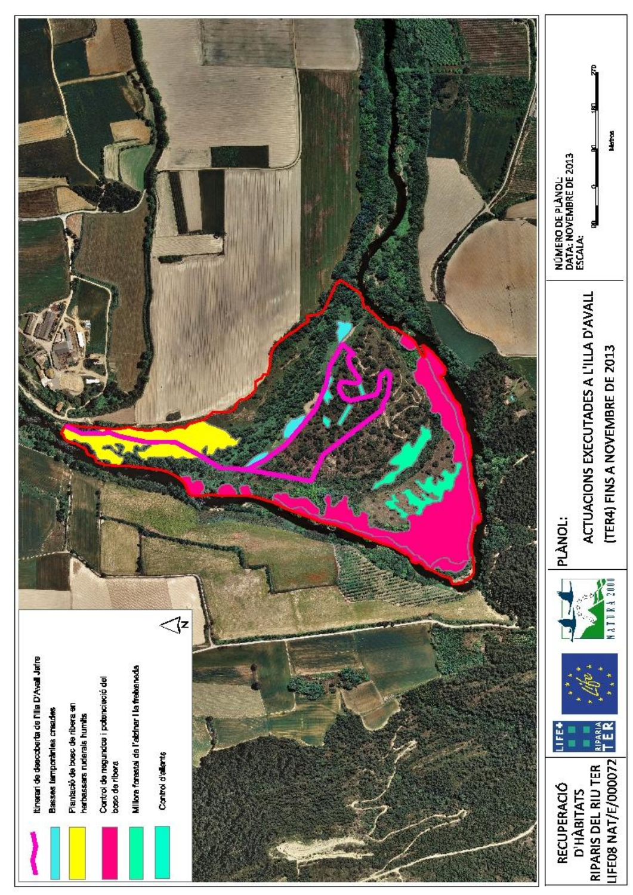**RECUPERACIÓ D'HÀBITATS RIPARIS DEL RIU TER LIFE08 NAT/E/000072**

**PLÀNOL:**

**ACTUACIONS EXECUTADES A L'ILLA D'AVALL (TER4) FINS A NOVEMBRE DE 2013**

NÚMERO DE PLÀNOL:
DATA: NOVEMBRE DE 2013
ESCALA:

90 0 90 180 270
Metres

- Itinerari de descoberta de l'illa D'Avall Jafre
- Basses temporànies creades
- Plantació de bosc de ribera en herbassars ruderals humits
- Control de megarundes i potenciació del bosc de ribera
- Millora forestal de l'alzinar i la freixeneda
- Control d'ailants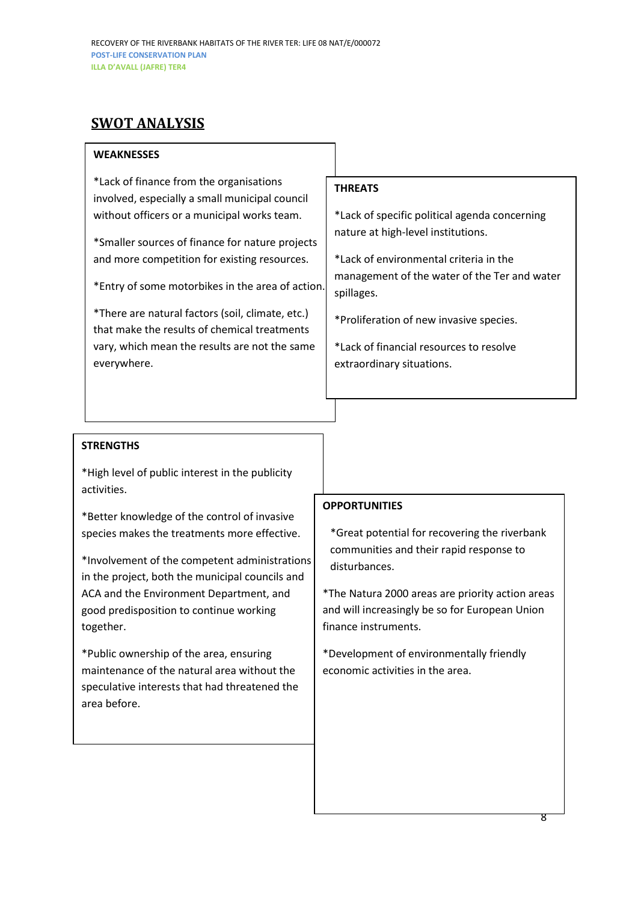## SWOT ANALYSIS

### WEAKNESSES

*Lack of finance from the organisations involved, especially a small municipal council without officers or a municipal works team.

*Smaller sources of finance for nature projects and more competition for existing resources.

*Entry of some motorbikes in the area of action.

*There are natural factors (soil, climate, etc.) that make the results of chemical treatments vary, which mean the results are not the same everywhere.

### THREATS

*Lack of specific political agenda concerning nature at high-level institutions.

*Lack of environmental criteria in the management of the water of the Ter and water spillages.

*Proliferation of new invasive species.

*Lack of financial resources to resolve extraordinary situations.

### STRENGTHS

*High level of public interest in the publicity activities.

*Better knowledge of the control of invasive species makes the treatments more effective.

*Involvement of the competent administrations in the project, both the municipal councils and ACA and the Environment Department, and good predisposition to continue working together.

*Public ownership of the area, ensuring maintenance of the natural area without the speculative interests that had threatened the area before.

### OPPORTUNITIES

*Great potential for recovering the riverbank communities and their rapid response to disturbances.

*The Natura 2000 areas are priority action areas and will increasingly be so for European Union finance instruments.

*Development of environmentally friendly economic activities in the area.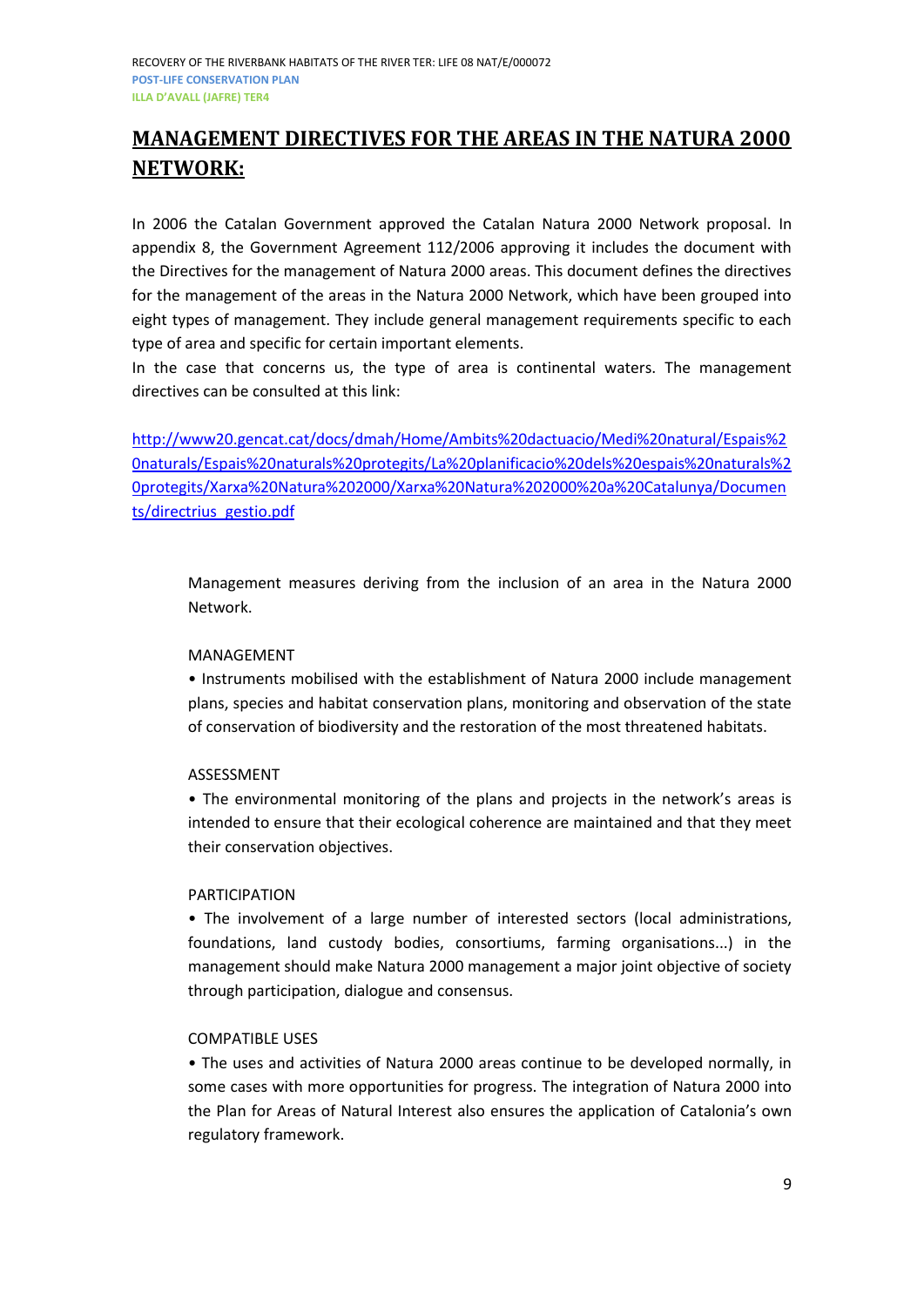# MANAGEMENT DIRECTIVES FOR THE AREAS IN THE NATURA 2000 NETWORK:

In 2006 the Catalan Government approved the Catalan Natura 2000 Network proposal. In appendix 8, the Government Agreement 112/2006 approving it includes the document with the Directives for the management of Natura 2000 areas. This document defines the directives for the management of the areas in the Natura 2000 Network, which have been grouped into eight types of management. They include general management requirements specific to each type of area and specific for certain important elements.

In the case that concerns us, the type of area is continental waters. The management directives can be consulted at this link:

http://www20.gencat.cat/docs/dmah/Home/Ambits%20dactuacio/Medi%20natural/Espais%20naturals/Espais%20naturals%20protegits/La%20planificacio%20dels%20espais%20naturals%20protegits/Xarxa%20Natura%202000/Xarxa%20Natura%202000%20a%20Catalunya/Documents/directrius_gestio.pdf

Management measures deriving from the inclusion of an area in the Natura 2000 Network.

MANAGEMENT

- Instruments mobilised with the establishment of Natura 2000 include management plans, species and habitat conservation plans, monitoring and observation of the state of conservation of biodiversity and the restoration of the most threatened habitats.

ASSESSMENT

- The environmental monitoring of the plans and projects in the network's areas is intended to ensure that their ecological coherence are maintained and that they meet their conservation objectives.

PARTICIPATION

- The involvement of a large number of interested sectors (local administrations, foundations, land custody bodies, consortiums, farming organisations...) in the management should make Natura 2000 management a major joint objective of society through participation, dialogue and consensus.

COMPATIBLE USES

- The uses and activities of Natura 2000 areas continue to be developed normally, in some cases with more opportunities for progress. The integration of Natura 2000 into the Plan for Areas of Natural Interest also ensures the application of Catalonia's own regulatory framework.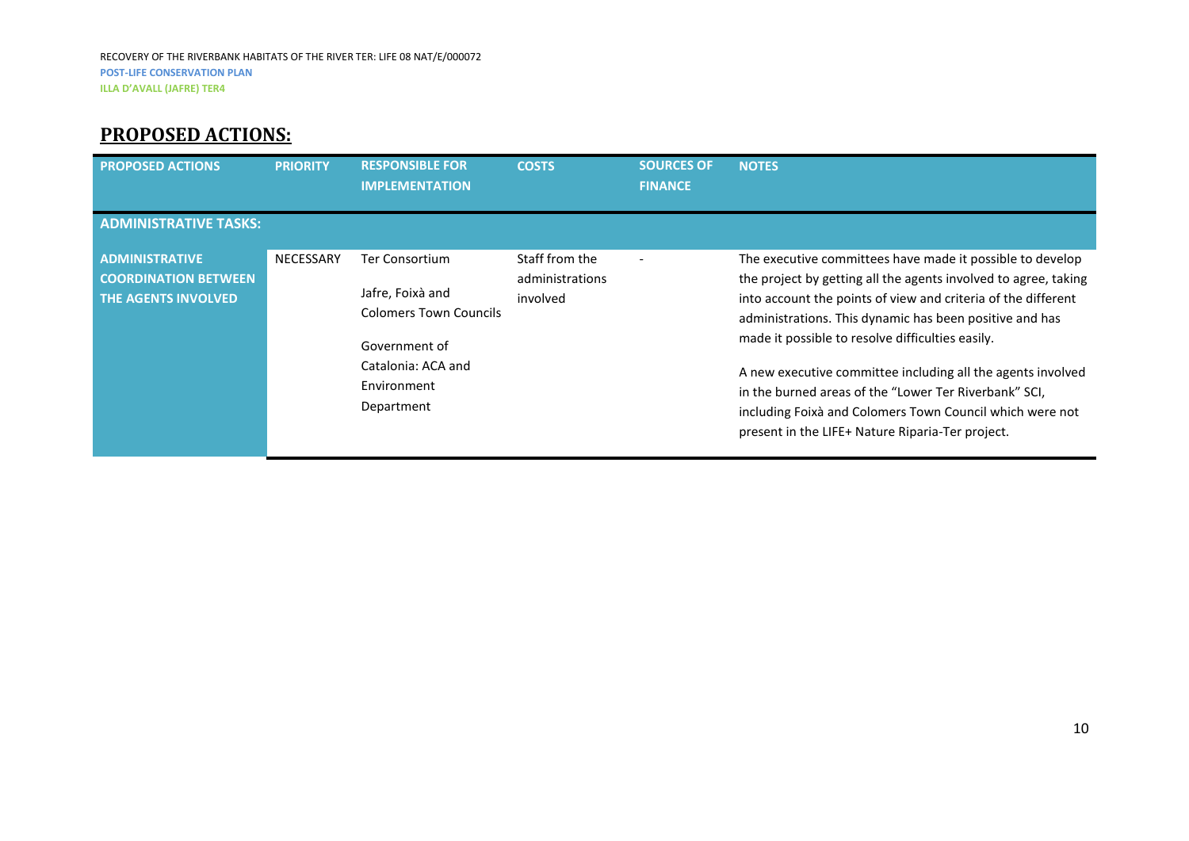## PROPOSED ACTIONS:

| PROPOSED ACTIONS | PRIORITY | RESPONSIBLE FOR IMPLEMENTATION | COSTS | SOURCES OF FINANCE | NOTES |
|---|---|---|---|---|---|
| **ADMINISTRATIVE TASKS:** | | | | | |
| **ADMINISTRATIVE COORDINATION BETWEEN THE AGENTS INVOLVED** | NECESSARY | Ter Consortium<br><br>Jafre, Foixà and Colomers Town Councils<br><br>Government of Catalonia: ACA and Environment Department | Staff from the administrations involved | - | The executive committees have made it possible to develop the project by getting all the agents involved to agree, taking into account the points of view and criteria of the different administrations. This dynamic has been positive and has made it possible to resolve difficulties easily.<br><br>A new executive committee including all the agents involved in the burned areas of the "Lower Ter Riverbank" SCI, including Foixà and Colomers Town Council which were not present in the LIFE+ Nature Riparia-Ter project. |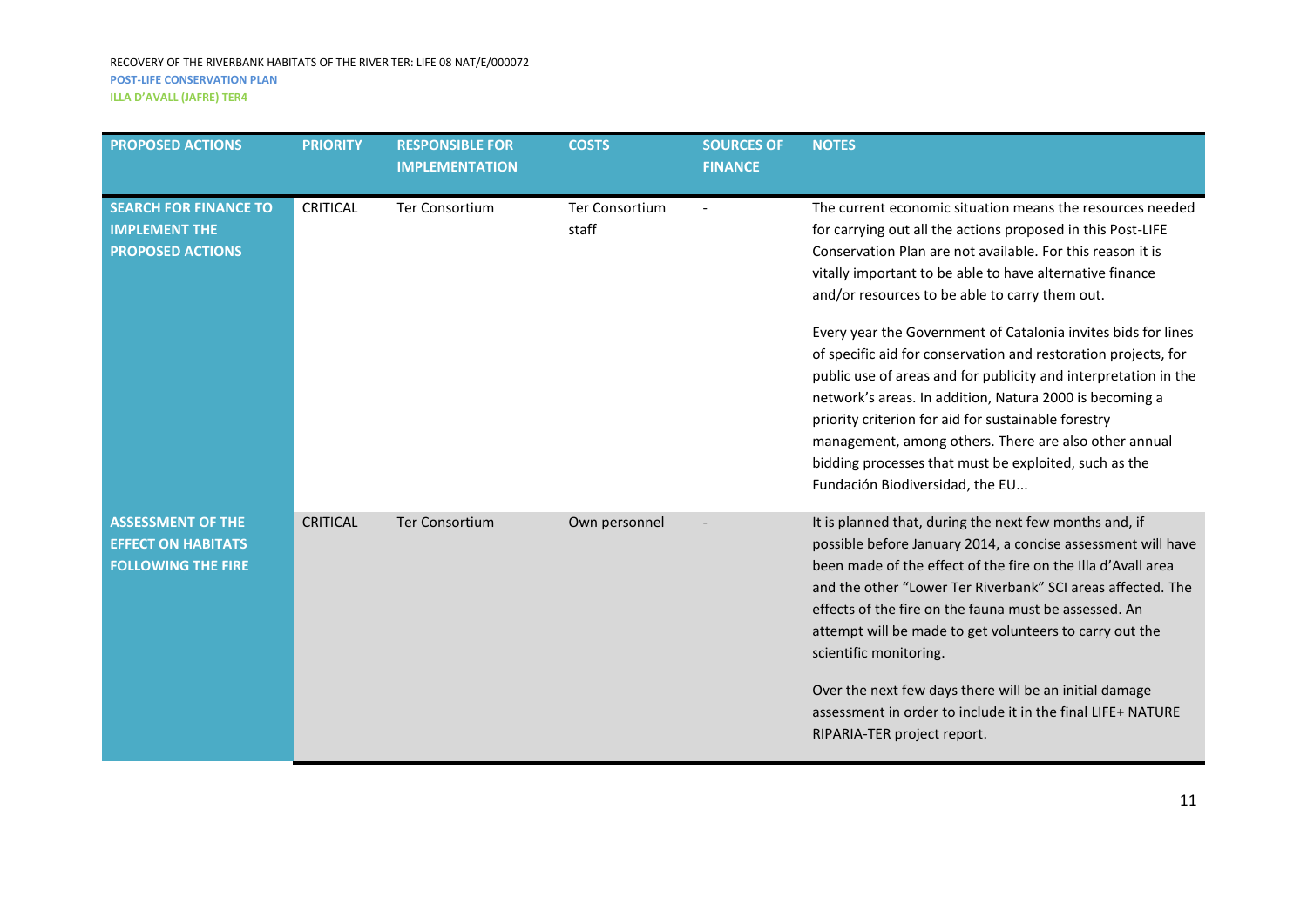| PROPOSED ACTIONS | PRIORITY | RESPONSIBLE FOR IMPLEMENTATION | COSTS | SOURCES OF FINANCE | NOTES |
|---|---|---|---|---|---|
| **SEARCH FOR FINANCE TO IMPLEMENT THE PROPOSED ACTIONS** | CRITICAL | Ter Consortium | Ter Consortium staff | - | The current economic situation means the resources needed for carrying out all the actions proposed in this Post-LIFE Conservation Plan are not available. For this reason it is vitally important to be able to have alternative finance and/or resources to be able to carry them out.<br><br>Every year the Government of Catalonia invites bids for lines of specific aid for conservation and restoration projects, for public use of areas and for publicity and interpretation in the network's areas. In addition, Natura 2000 is becoming a priority criterion for aid for sustainable forestry management, among others. There are also other annual bidding processes that must be exploited, such as the Fundación Biodiversidad, the EU... |
| **ASSESSMENT OF THE EFFECT ON HABITATS FOLLOWING THE FIRE** | CRITICAL | Ter Consortium | Own personnel | - | It is planned that, during the next few months and, if possible before January 2014, a concise assessment will have been made of the effect of the fire on the Illa d'Avall area and the other "Lower Ter Riverbank" SCI areas affected. The effects of the fire on the fauna must be assessed. An attempt will be made to get volunteers to carry out the scientific monitoring.<br><br>Over the next few days there will be an initial damage assessment in order to include it in the final LIFE+ NATURE RIPARIA-TER project report. |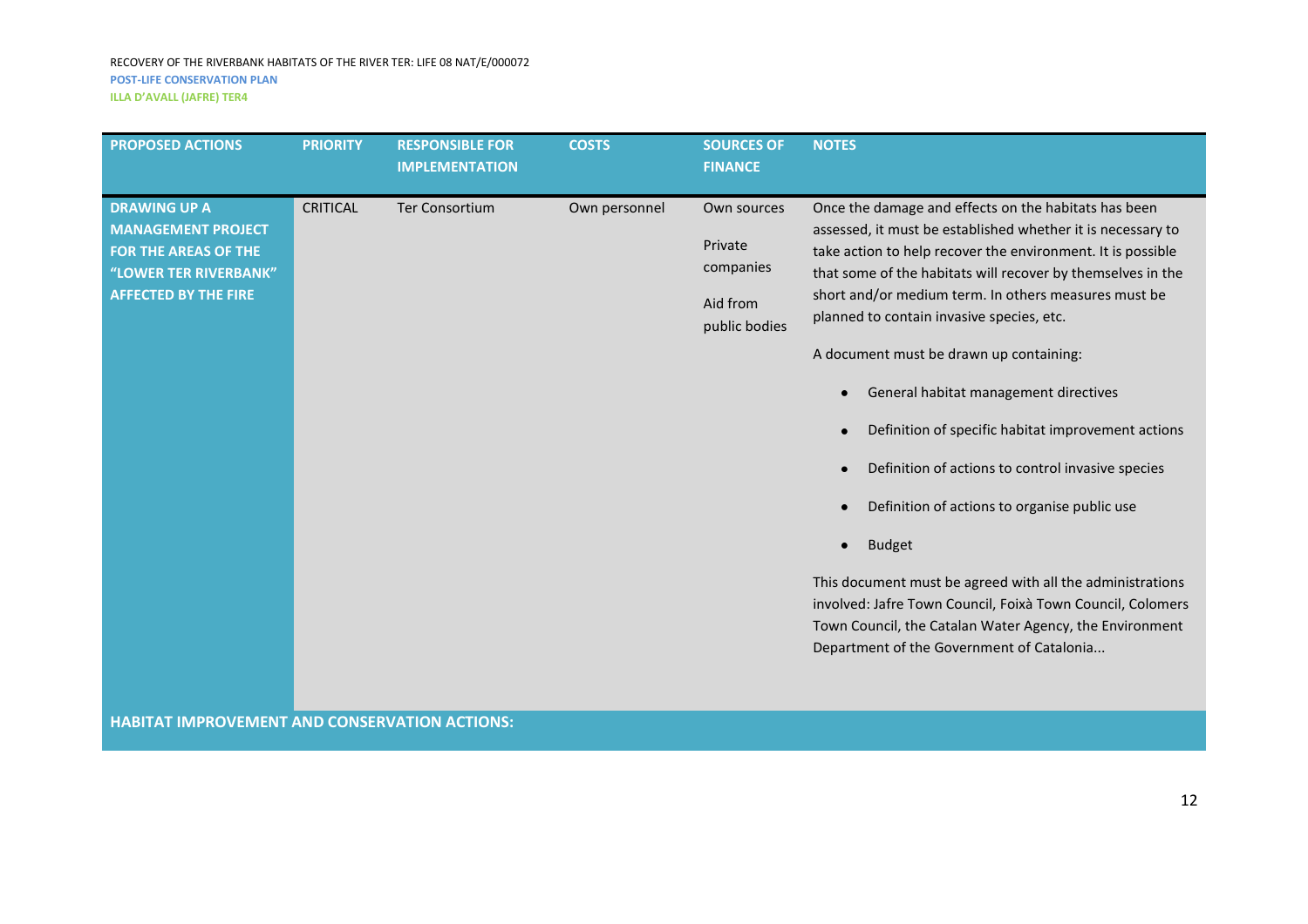| PROPOSED ACTIONS | PRIORITY | RESPONSIBLE FOR IMPLEMENTATION | COSTS | SOURCES OF FINANCE | NOTES |
|---|---|---|---|---|---|
| **DRAWING UP A MANAGEMENT PROJECT FOR THE AREAS OF THE "LOWER TER RIVERBANK" AFFECTED BY THE FIRE** | CRITICAL | Ter Consortium | Own personnel | Own sources<br><br>Private companies<br><br>Aid from public bodies | Once the damage and effects on the habitats has been assessed, it must be established whether it is necessary to take action to help recover the environment. It is possible that some of the habitats will recover by themselves in the short and/or medium term. In others measures must be planned to contain invasive species, etc.<br><br>A document must be drawn up containing:<br><br>• General habitat management directives<br>• Definition of specific habitat improvement actions<br>• Definition of actions to control invasive species<br>• Definition of actions to organise public use<br>• Budget<br><br>This document must be agreed with all the administrations involved: Jafre Town Council, Foixà Town Council, Colomers Town Council, the Catalan Water Agency, the Environment Department of the Government of Catalonia... |
| **HABITAT IMPROVEMENT AND CONSERVATION ACTIONS:** | | | | | |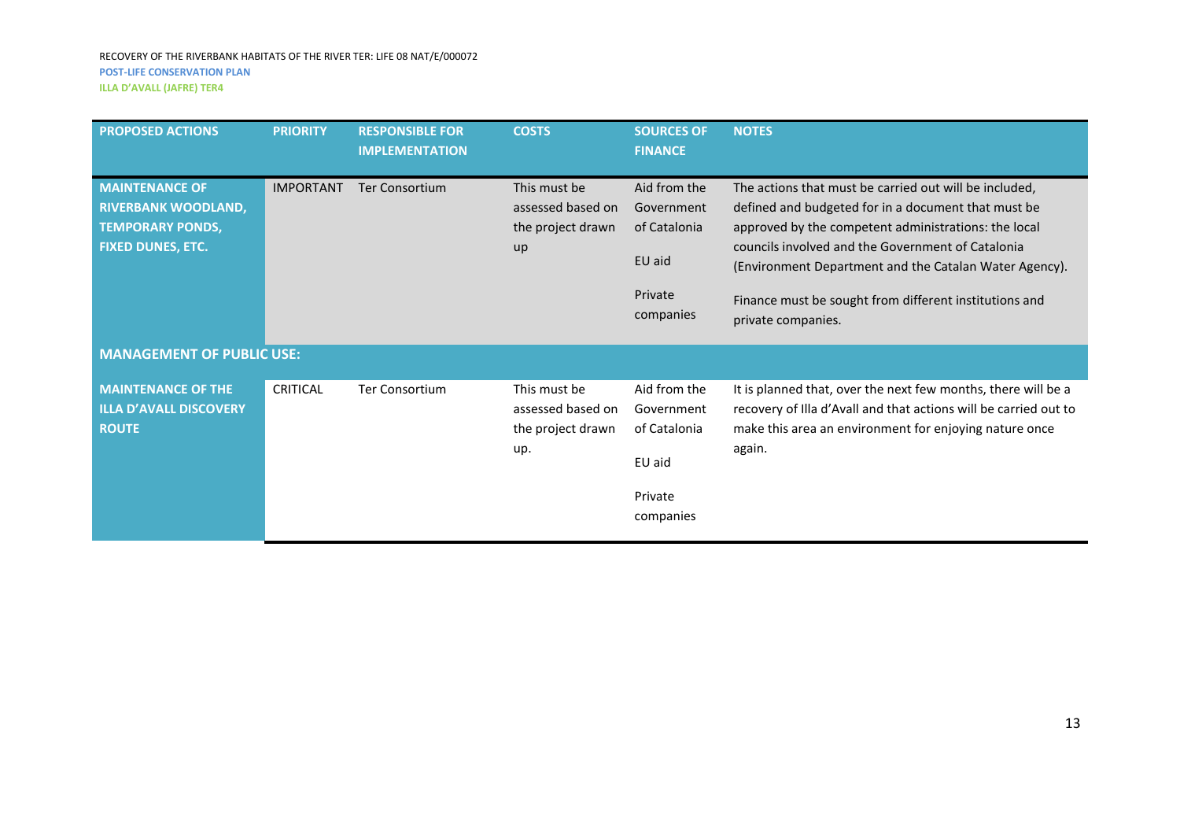| PROPOSED ACTIONS | PRIORITY | RESPONSIBLE FOR IMPLEMENTATION | COSTS | SOURCES OF FINANCE | NOTES |
|---|---|---|---|---|---|
| **MAINTENANCE OF RIVERBANK WOODLAND, TEMPORARY PONDS, FIXED DUNES, ETC.** | IMPORTANT | Ter Consortium | This must be assessed based on the project drawn up | Aid from the Government of Catalonia<br><br>EU aid<br><br>Private companies | The actions that must be carried out will be included, defined and budgeted for in a document that must be approved by the competent administrations: the local councils involved and the Government of Catalonia (Environment Department and the Catalan Water Agency).<br><br>Finance must be sought from different institutions and private companies. |
| **MANAGEMENT OF PUBLIC USE:** | | | | | |
| **MAINTENANCE OF THE ILLA D'AVALL DISCOVERY ROUTE** | CRITICAL | Ter Consortium | This must be assessed based on the project drawn up. | Aid from the Government of Catalonia<br><br>EU aid<br><br>Private companies | It is planned that, over the next few months, there will be a recovery of Illa d'Avall and that actions will be carried out to make this area an environment for enjoying nature once again. |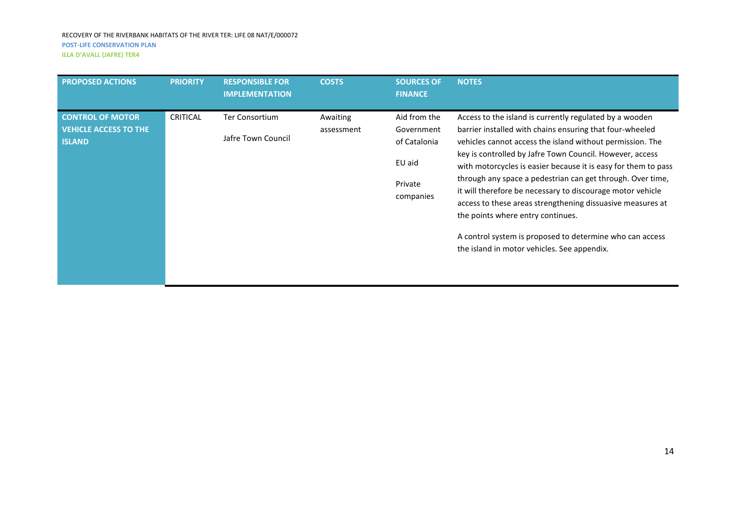| PROPOSED ACTIONS | PRIORITY | RESPONSIBLE FOR IMPLEMENTATION | COSTS | SOURCES OF FINANCE | NOTES |
|---|---|---|---|---|---|
| **CONTROL OF MOTOR VEHICLE ACCESS TO THE ISLAND** | CRITICAL | Ter Consortium<br><br>Jafre Town Council | Awaiting assessment | Aid from the Government of Catalonia<br><br>EU aid<br><br>Private companies | Access to the island is currently regulated by a wooden barrier installed with chains ensuring that four-wheeled vehicles cannot access the island without permission. The key is controlled by Jafre Town Council. However, access with motorcycles is easier because it is easy for them to pass through any space a pedestrian can get through. Over time, it will therefore be necessary to discourage motor vehicle access to these areas strengthening dissuasive measures at the points where entry continues.<br><br>A control system is proposed to determine who can access the island in motor vehicles. See appendix. |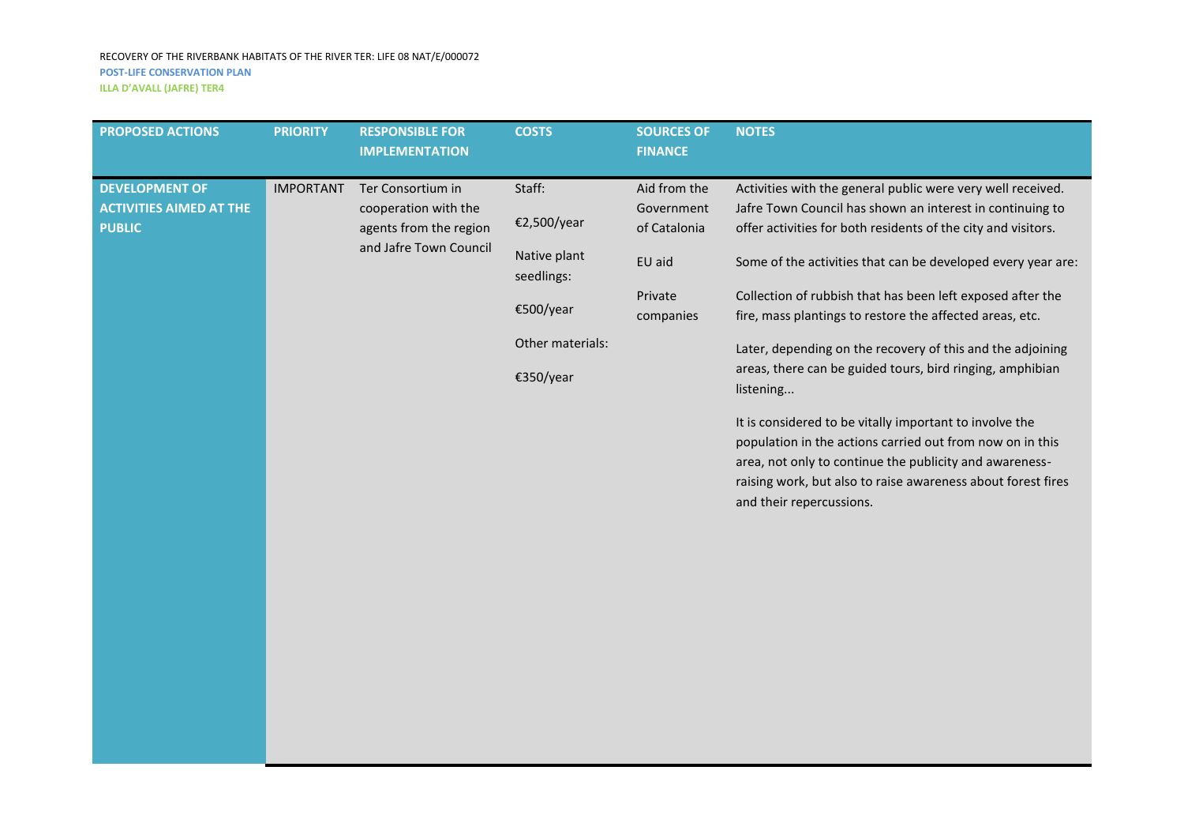RECOVERY OF THE RIVERBANK HABITATS OF THE RIVER TER: LIFE 08 NAT/E/000072

**POST-LIFE CONSERVATION PLAN**

**ILLA D'AVALL (JAFRE) TER4**

| PROPOSED ACTIONS | PRIORITY | RESPONSIBLE FOR IMPLEMENTATION | COSTS | SOURCES OF FINANCE | NOTES |
|---|---|---|---|---|---|
| **DEVELOPMENT OF ACTIVITIES AIMED AT THE PUBLIC** | IMPORTANT | Ter Consortium in cooperation with the agents from the region and Jafre Town Council | Staff:<br><br>€2,500/year<br><br>Native plant seedlings:<br><br>€500/year<br><br>Other materials:<br><br>€350/year | Aid from the Government of Catalonia<br><br>EU aid<br><br>Private companies | Activities with the general public were very well received. Jafre Town Council has shown an interest in continuing to offer activities for both residents of the city and visitors.<br><br>Some of the activities that can be developed every year are:<br><br>Collection of rubbish that has been left exposed after the fire, mass plantings to restore the affected areas, etc.<br><br>Later, depending on the recovery of this and the adjoining areas, there can be guided tours, bird ringing, amphibian listening...<br><br>It is considered to be vitally important to involve the population in the actions carried out from now on in this area, not only to continue the publicity and awareness-raising work, but also to raise awareness about forest fires and their repercussions. |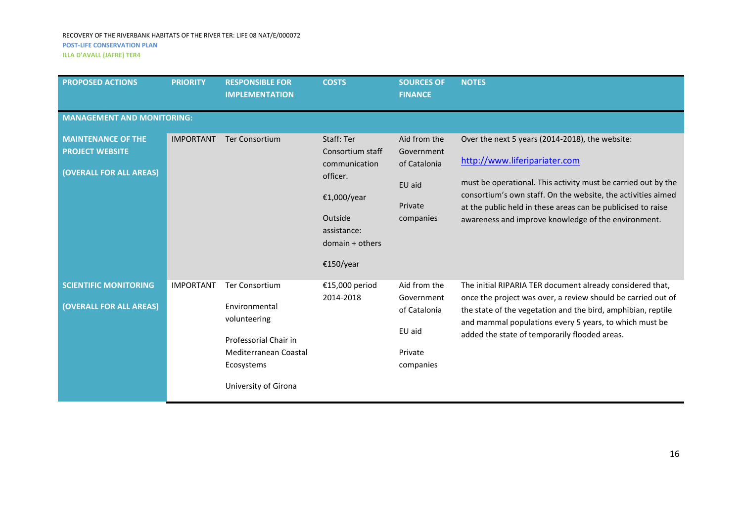| PROPOSED ACTIONS | PRIORITY | RESPONSIBLE FOR IMPLEMENTATION | COSTS | SOURCES OF FINANCE | NOTES |
| --- | --- | --- | --- | --- | --- |
| **MANAGEMENT AND MONITORING:** | | | | | |
| **MAINTENANCE OF THE PROJECT WEBSITE (OVERALL FOR ALL AREAS)** | IMPORTANT | Ter Consortium | Staff: Ter Consortium staff communication officer. €1,000/year Outside assistance: domain + others €150/year | Aid from the Government of Catalonia EU aid Private companies | Over the next 5 years (2014-2018), the website: http://www.liferipariater.com must be operational. This activity must be carried out by the consortium's own staff. On the website, the activities aimed at the public held in these areas can be publicised to raise awareness and improve knowledge of the environment. |
| **SCIENTIFIC MONITORING (OVERALL FOR ALL AREAS)** | IMPORTANT | Ter Consortium Environmental volunteering Professorial Chair in Mediterranean Coastal Ecosystems University of Girona | €15,000 period 2014-2018 | Aid from the Government of Catalonia EU aid Private companies | The initial RIPARIA TER document already considered that, once the project was over, a review should be carried out of the state of the vegetation and the bird, amphibian, reptile and mammal populations every 5 years, to which must be added the state of temporarily flooded areas. |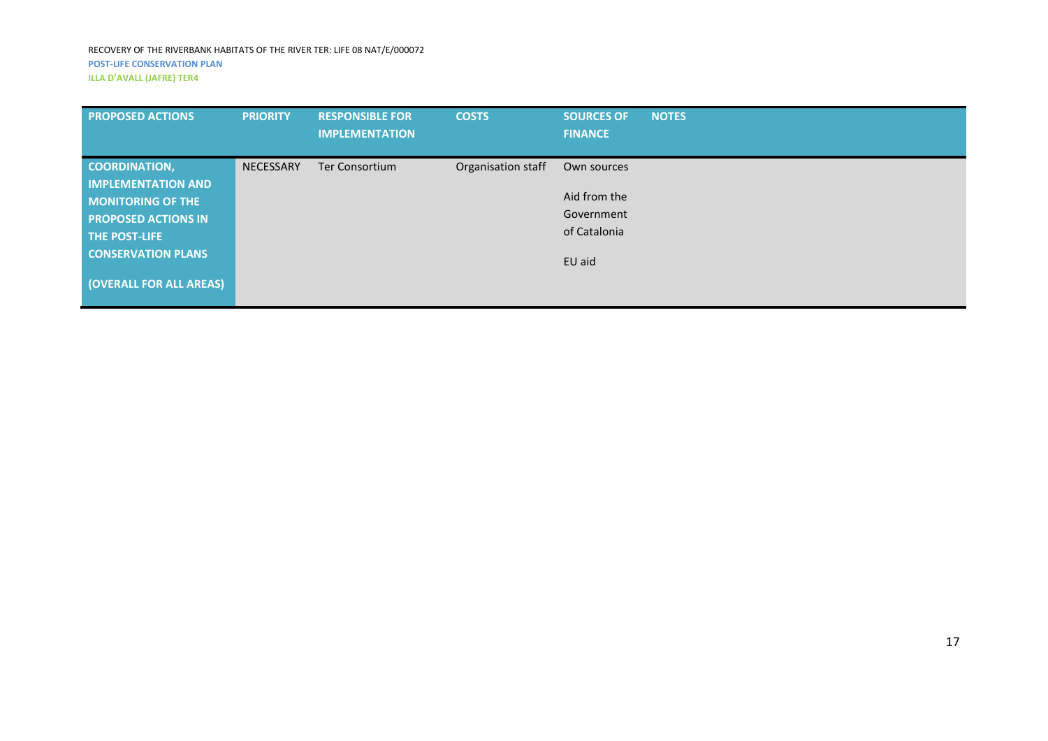| PROPOSED ACTIONS | PRIORITY | RESPONSIBLE FOR IMPLEMENTATION | COSTS | SOURCES OF FINANCE | NOTES |
|---|---|---|---|---|---|
| **COORDINATION, IMPLEMENTATION AND MONITORING OF THE PROPOSED ACTIONS IN THE POST-LIFE CONSERVATION PLANS (OVERALL FOR ALL AREAS)** | NECESSARY | Ter Consortium | Organisation staff | Own sources<br><br>Aid from the Government of Catalonia<br><br>EU aid | |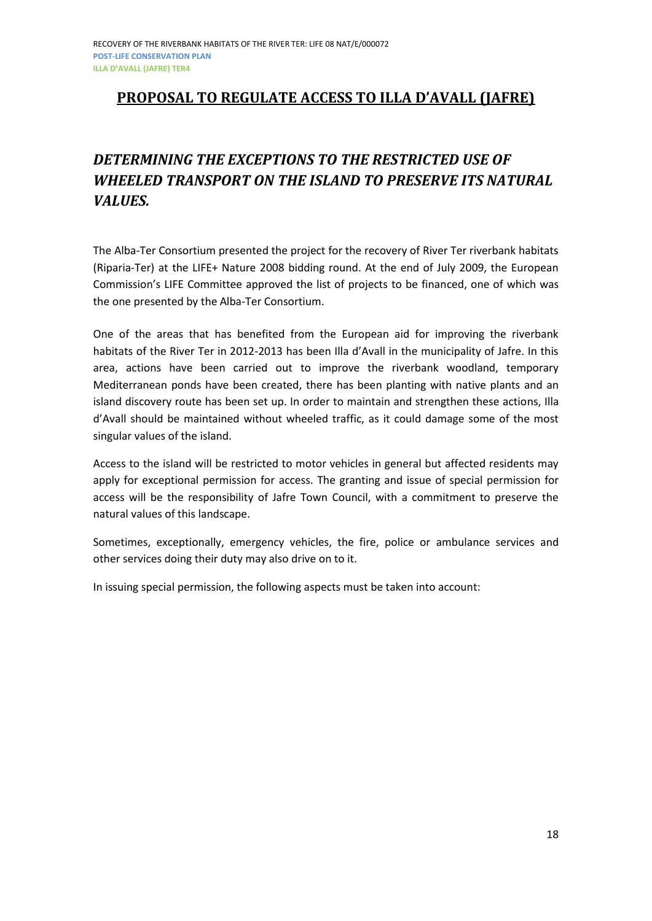## PROPOSAL TO REGULATE ACCESS TO ILLA D'AVALL (JAFRE)

### *DETERMINING THE EXCEPTIONS TO THE RESTRICTED USE OF WHEELED TRANSPORT ON THE ISLAND TO PRESERVE ITS NATURAL VALUES.*

The Alba-Ter Consortium presented the project for the recovery of River Ter riverbank habitats (Riparia-Ter) at the LIFE+ Nature 2008 bidding round. At the end of July 2009, the European Commission's LIFE Committee approved the list of projects to be financed, one of which was the one presented by the Alba-Ter Consortium.

One of the areas that has benefited from the European aid for improving the riverbank habitats of the River Ter in 2012-2013 has been Illa d'Avall in the municipality of Jafre. In this area, actions have been carried out to improve the riverbank woodland, temporary Mediterranean ponds have been created, there has been planting with native plants and an island discovery route has been set up. In order to maintain and strengthen these actions, Illa d'Avall should be maintained without wheeled traffic, as it could damage some of the most singular values of the island.

Access to the island will be restricted to motor vehicles in general but affected residents may apply for exceptional permission for access. The granting and issue of special permission for access will be the responsibility of Jafre Town Council, with a commitment to preserve the natural values of this landscape.

Sometimes, exceptionally, emergency vehicles, the fire, police or ambulance services and other services doing their duty may also drive on to it.

In issuing special permission, the following aspects must be taken into account: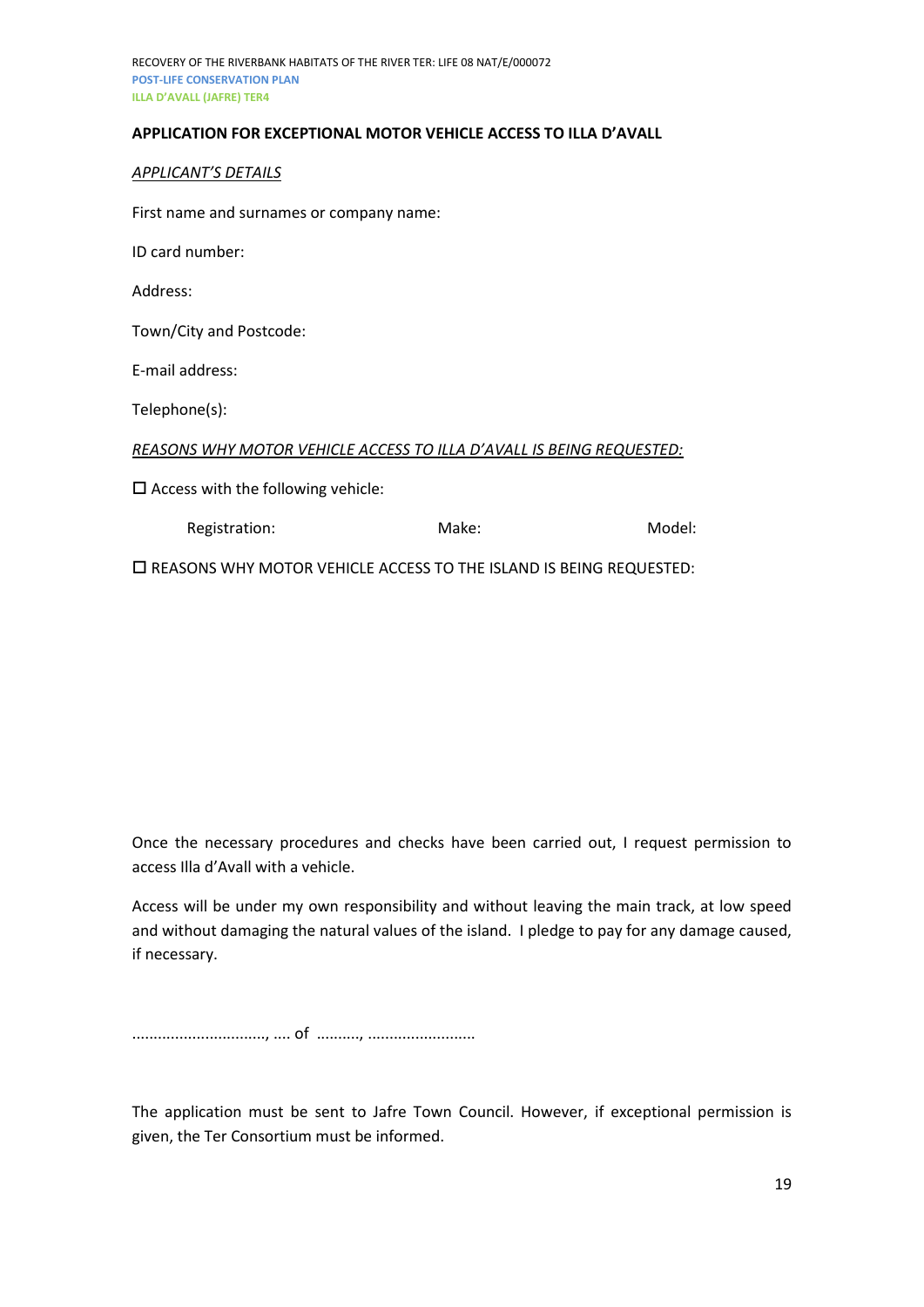## APPLICATION FOR EXCEPTIONAL MOTOR VEHICLE ACCESS TO ILLA D'AVALL

*APPLICANT'S DETAILS*

First name and surnames or company name:

ID card number:

Address:

Town/City and Postcode:

E-mail address:

Telephone(s):

*REASONS WHY MOTOR VEHICLE ACCESS TO ILLA D'AVALL IS BEING REQUESTED:*

☐ Access with the following vehicle:

Registration: Make: Model:

☐ REASONS WHY MOTOR VEHICLE ACCESS TO THE ISLAND IS BEING REQUESTED:

Once the necessary procedures and checks have been carried out, I request permission to access Illa d'Avall with a vehicle.

Access will be under my own responsibility and without leaving the main track, at low speed and without damaging the natural values of the island. I pledge to pay for any damage caused, if necessary.

..............................., .... of .........., .........................

The application must be sent to Jafre Town Council. However, if exceptional permission is given, the Ter Consortium must be informed.